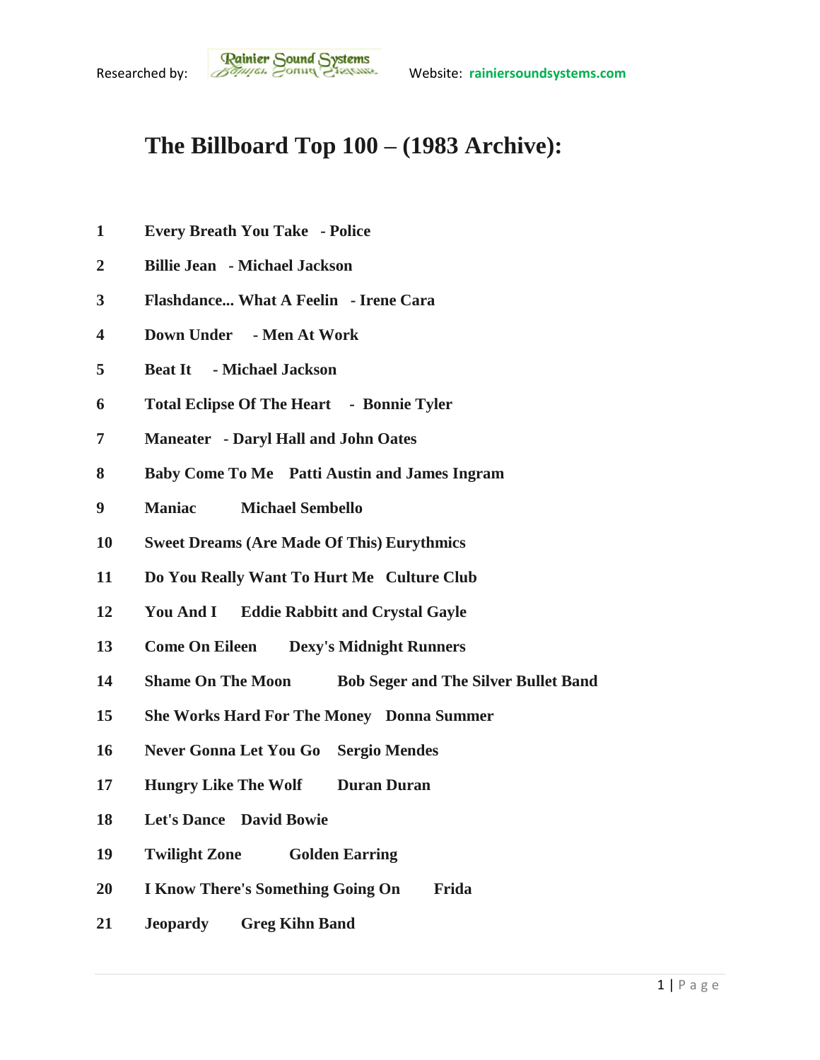Researched by: Rainier Sound Systems Website: rainiersoundsystems.com

# The Billboard Top 100 – (1983 Archive):

1 **Every Breath You Take - Police**

2 **Billie Jean - Michael Jackson**

3 **Flashdance... What A Feelin - Irene Cara**

4 **Down Under - Men At Work**

5 **Beat It - Michael Jackson**

6 **Total Eclipse Of The Heart - Bonnie Tyler**

7 **Maneater - Daryl Hall and John Oates**

8 **Baby Come To Me Patti Austin and James Ingram**

9 **Maniac Michael Sembello**

10 **Sweet Dreams (Are Made Of This) Eurythmics**

11 **Do You Really Want To Hurt Me Culture Club**

12 **You And I Eddie Rabbitt and Crystal Gayle**

13 **Come On Eileen Dexy's Midnight Runners**

14 **Shame On The Moon Bob Seger and The Silver Bullet Band**

15 **She Works Hard For The Money Donna Summer**

16 **Never Gonna Let You Go Sergio Mendes**

17 **Hungry Like The Wolf Duran Duran**

18 **Let's Dance David Bowie**

19 **Twilight Zone Golden Earring**

20 **I Know There's Something Going On Frida**

21 **Jeopardy Greg Kihn Band**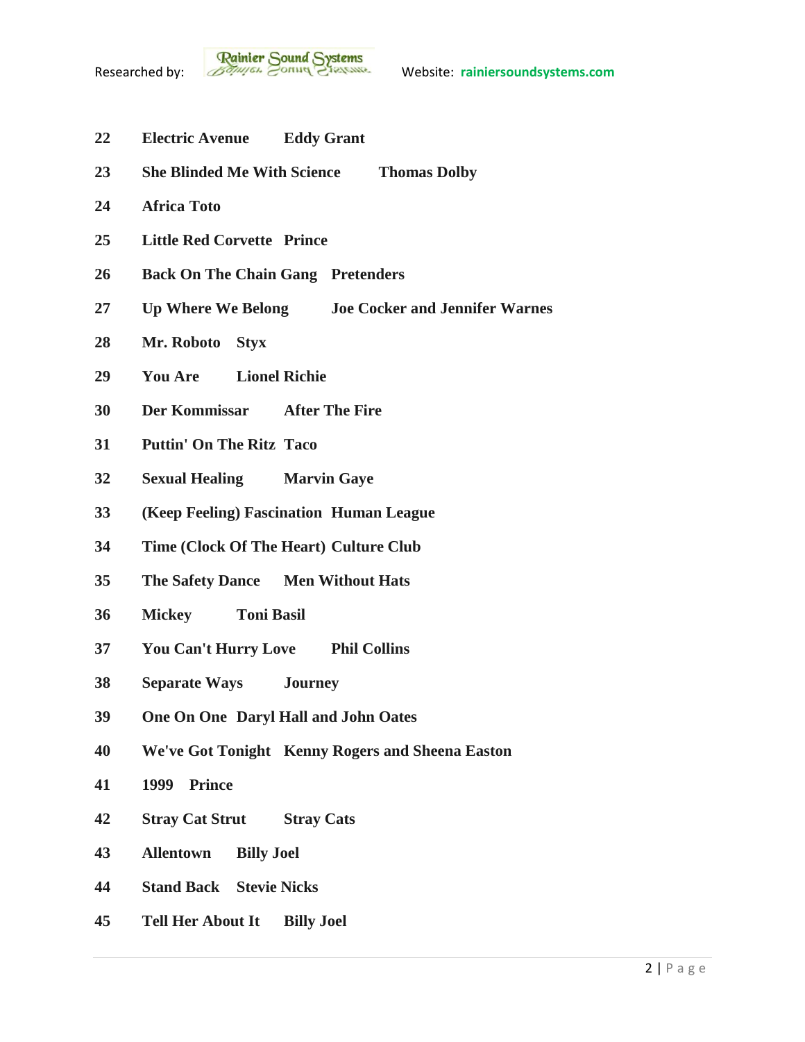22 **Electric Avenue** **Eddy Grant**

23 **She Blinded Me With Science** **Thomas Dolby**

24 **Africa Toto**

25 **Little Red Corvette** **Prince**

26 **Back On The Chain Gang** **Pretenders**

27 **Up Where We Belong** **Joe Cocker and Jennifer Warnes**

28 **Mr. Roboto** **Styx**

29 **You Are** **Lionel Richie**

30 **Der Kommissar** **After The Fire**

31 **Puttin' On The Ritz** **Taco**

32 **Sexual Healing** **Marvin Gaye**

33 **(Keep Feeling) Fascination** **Human League**

34 **Time (Clock Of The Heart)** **Culture Club**

35 **The Safety Dance** **Men Without Hats**

36 **Mickey** **Toni Basil**

37 **You Can't Hurry Love** **Phil Collins**

38 **Separate Ways** **Journey**

39 **One On One** **Daryl Hall and John Oates**

40 **We've Got Tonight** **Kenny Rogers and Sheena Easton**

41 **1999** **Prince**

42 **Stray Cat Strut** **Stray Cats**

43 **Allentown** **Billy Joel**

44 **Stand Back** **Stevie Nicks**

45 **Tell Her About It** **Billy Joel**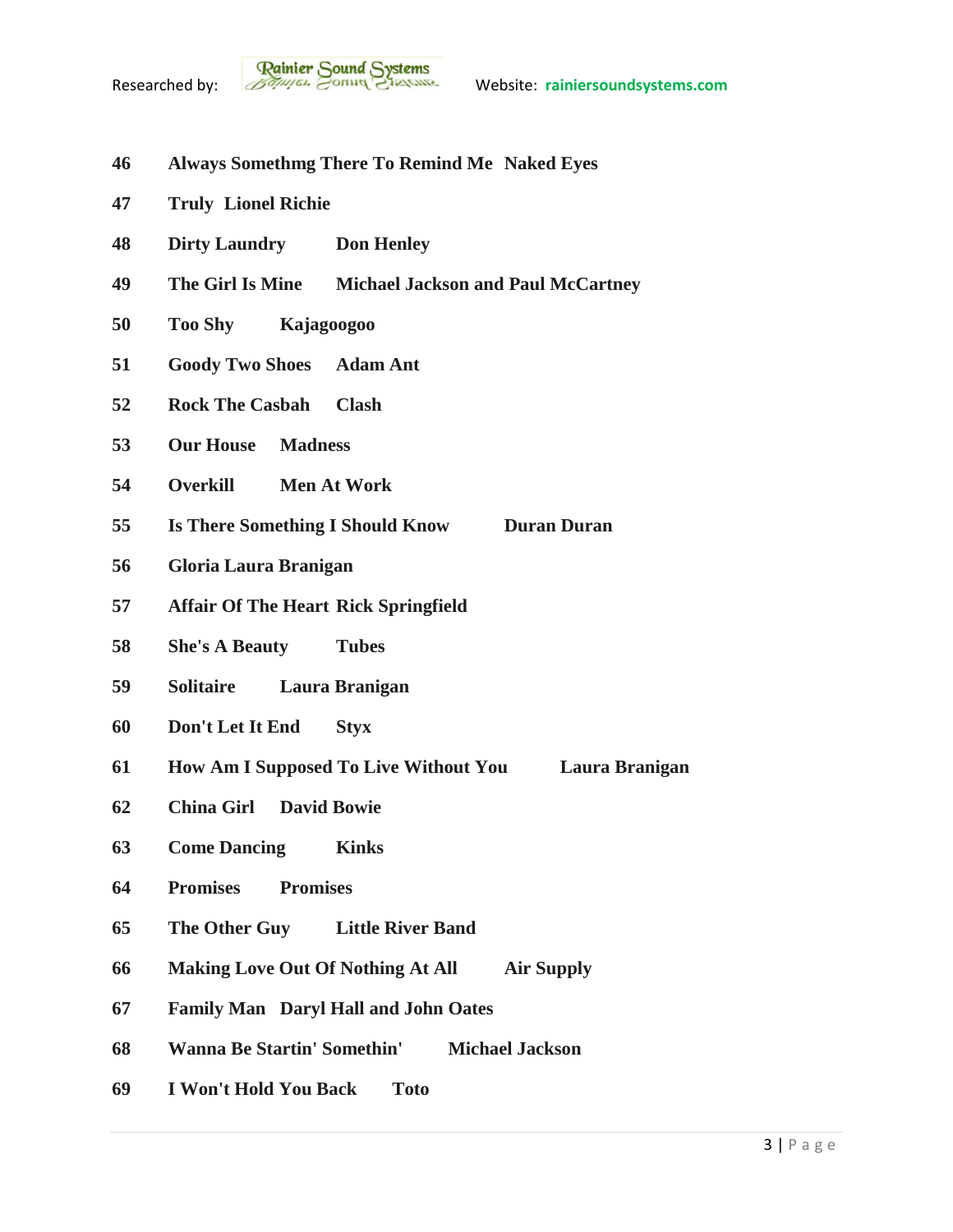46 **Always Somethmg There To Remind Me Naked Eyes**

47 **Truly Lionel Richie**

48 **Dirty Laundry Don Henley**

49 **The Girl Is Mine Michael Jackson and Paul McCartney**

50 **Too Shy Kajagoogoo**

51 **Goody Two Shoes Adam Ant**

52 **Rock The Casbah Clash**

53 **Our House Madness**

54 **Overkill Men At Work**

55 **Is There Something I Should Know Duran Duran**

56 **Gloria Laura Branigan**

57 **Affair Of The Heart Rick Springfield**

58 **She's A Beauty Tubes**

59 **Solitaire Laura Branigan**

60 **Don't Let It End Styx**

61 **How Am I Supposed To Live Without You Laura Branigan**

62 **China Girl David Bowie**

63 **Come Dancing Kinks**

64 **Promises Promises**

65 **The Other Guy Little River Band**

66 **Making Love Out Of Nothing At All Air Supply**

67 **Family Man Daryl Hall and John Oates**

68 **Wanna Be Startin' Somethin' Michael Jackson**

69 **I Won't Hold You Back Toto**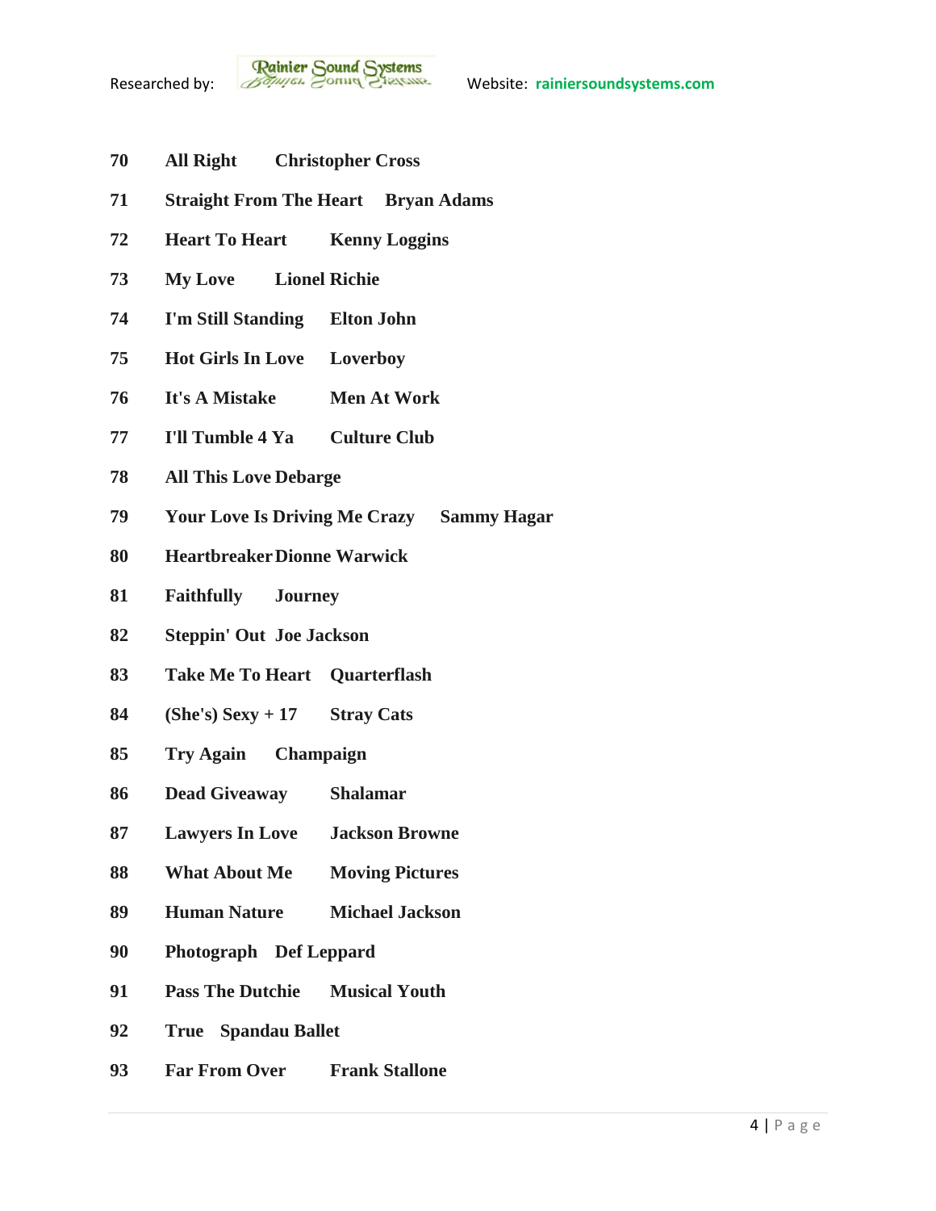**70 All Right Christopher Cross**

**71 Straight From The Heart Bryan Adams**

**72 Heart To Heart Kenny Loggins**

**73 My Love Lionel Richie**

**74 I'm Still Standing Elton John**

**75 Hot Girls In Love Loverboy**

**76 It's A Mistake Men At Work**

**77 I'll Tumble 4 Ya Culture Club**

**78 All This Love Debarge**

**79 Your Love Is Driving Me Crazy Sammy Hagar**

**80 Heartbreaker Dionne Warwick**

**81 Faithfully Journey**

**82 Steppin' Out Joe Jackson**

**83 Take Me To Heart Quarterflash**

**84 (She's) Sexy + 17 Stray Cats**

**85 Try Again Champaign**

**86 Dead Giveaway Shalamar**

**87 Lawyers In Love Jackson Browne**

**88 What About Me Moving Pictures**

**89 Human Nature Michael Jackson**

**90 Photograph Def Leppard**

**91 Pass The Dutchie Musical Youth**

**92 True Spandau Ballet**

**93 Far From Over Frank Stallone**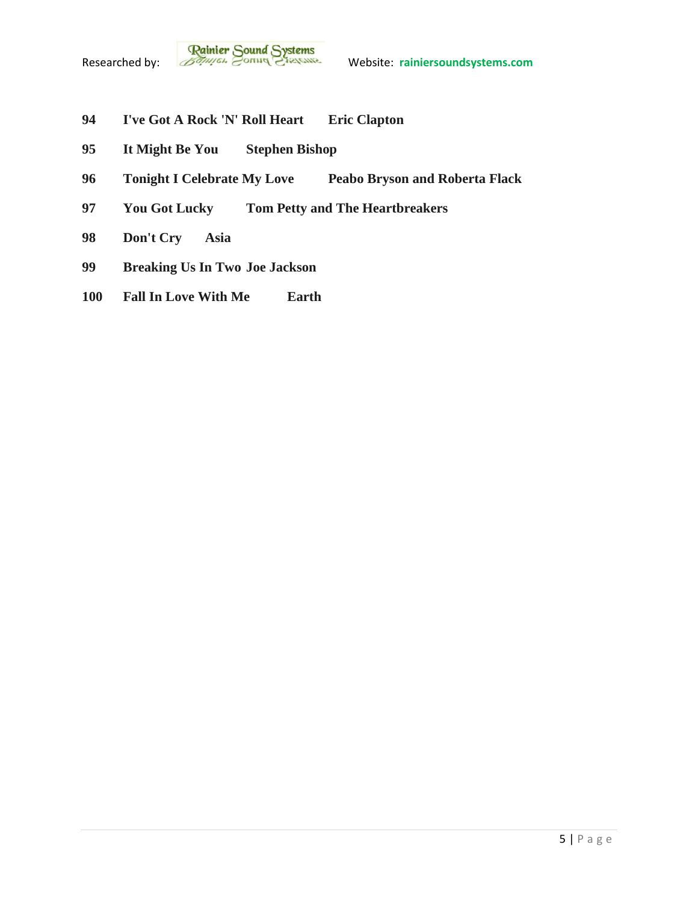| | | |
|---|---|---|
| **94** | **I've Got A Rock 'N' Roll Heart** | **Eric Clapton** |
| **95** | **It Might Be You** | **Stephen Bishop** |
| **96** | **Tonight I Celebrate My Love** | **Peabo Bryson and Roberta Flack** |
| **97** | **You Got Lucky** | **Tom Petty and The Heartbreakers** |
| **98** | **Don't Cry** | **Asia** |
| **99** | **Breaking Us In Two** | **Joe Jackson** |
| **100** | **Fall In Love With Me** | **Earth** |